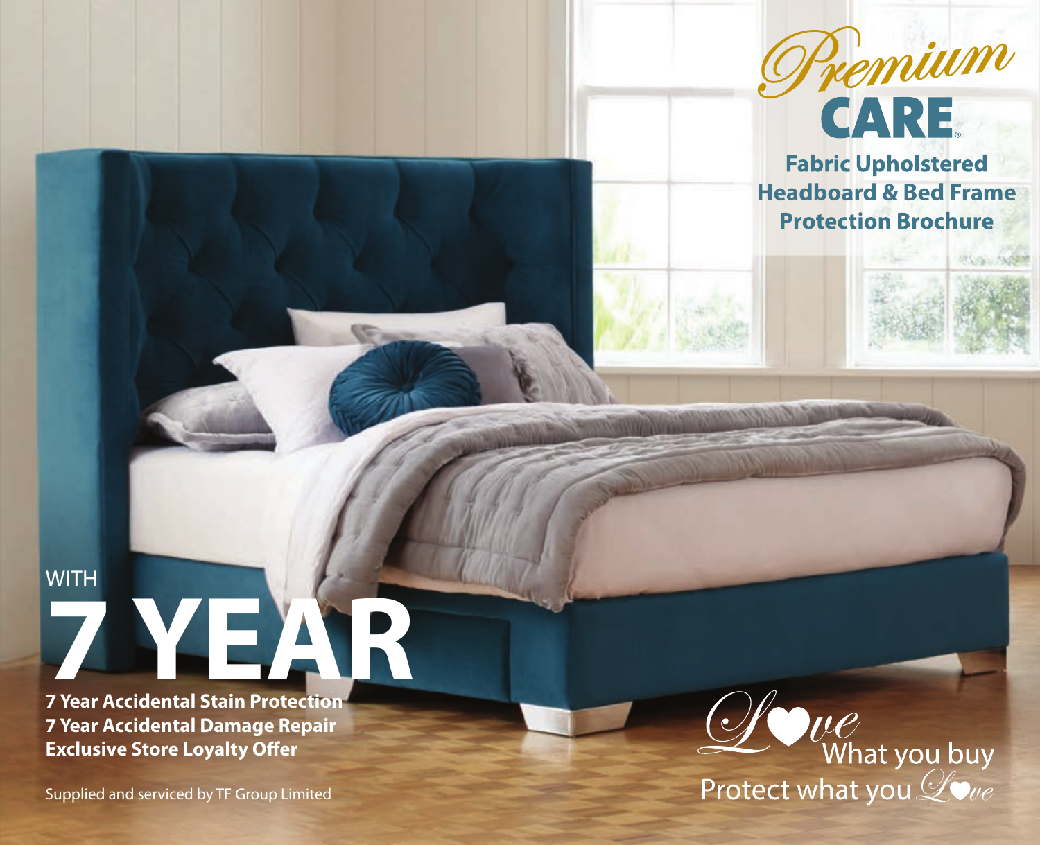# Premium CARE®

## Fabric Upholstered Headboard & Bed Frame Protection Brochure

WITH

# 7 YEAR

**7 Year Accidental Stain Protection**
**7 Year Accidental Damage Repair**
**Exclusive Store Loyalty Offer**

Supplied and serviced by TF Group Limited

Love What you buy
Protect what you Love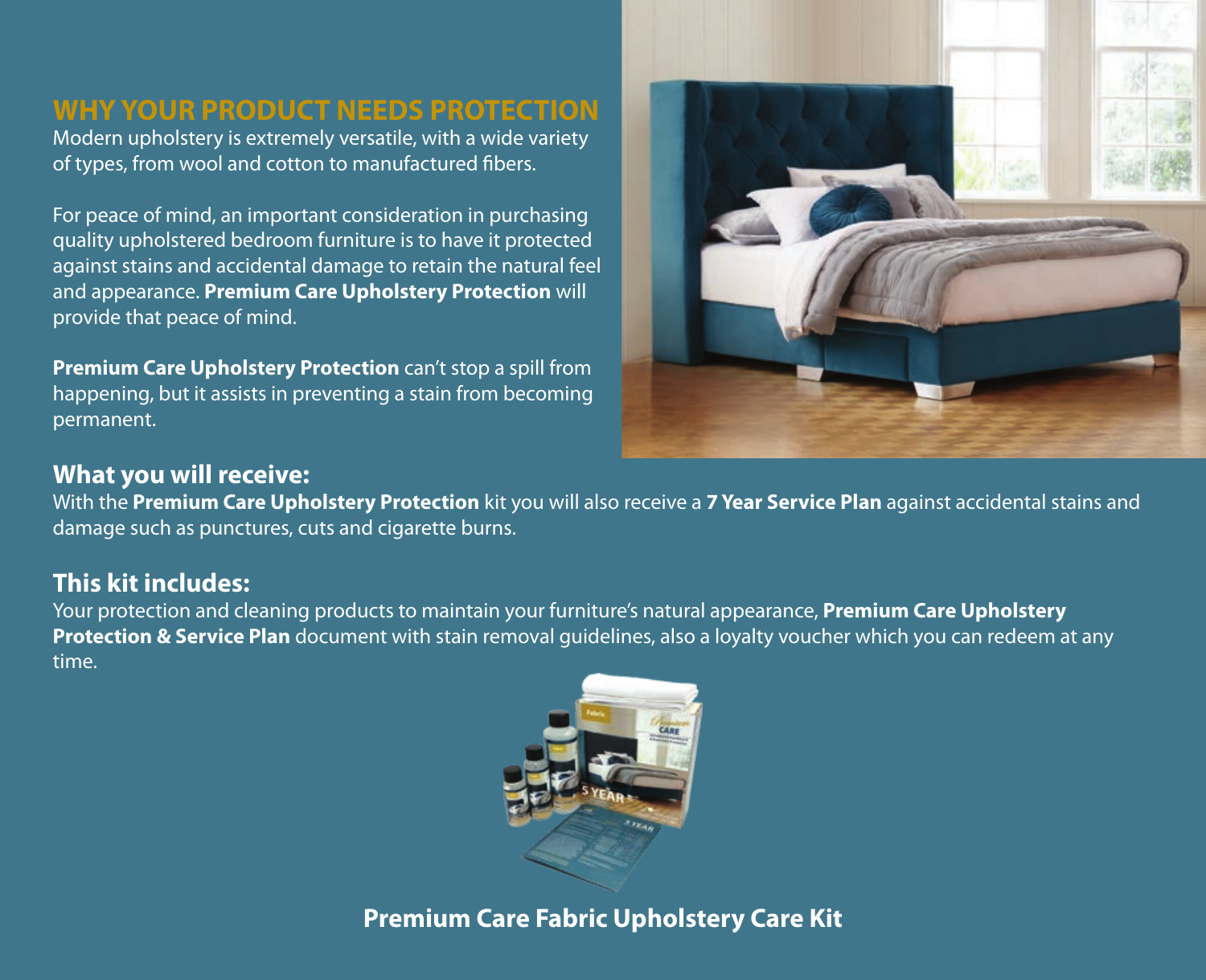# WHY YOUR PRODUCT NEEDS PROTECTION

Modern upholstery is extremely versatile, with a wide variety of types, from wool and cotton to manufactured fibers.

For peace of mind, an important consideration in purchasing quality upholstered bedroom furniture is to have it protected against stains and accidental damage to retain the natural feel and appearance. **Premium Care Upholstery Protection** will provide that peace of mind.

**Premium Care Upholstery Protection** can't stop a spill from happening, but it assists in preventing a stain from becoming permanent.

## What you will receive:

With the **Premium Care Upholstery Protection** kit you will also receive a **7 Year Service Plan** against accidental stains and damage such as punctures, cuts and cigarette burns.

## This kit includes:

Your protection and cleaning products to maintain your furniture's natural appearance, **Premium Care Upholstery Protection & Service Plan** document with stain removal guidelines, also a loyalty voucher which you can redeem at any time.

**Premium Care Fabric Upholstery Care Kit**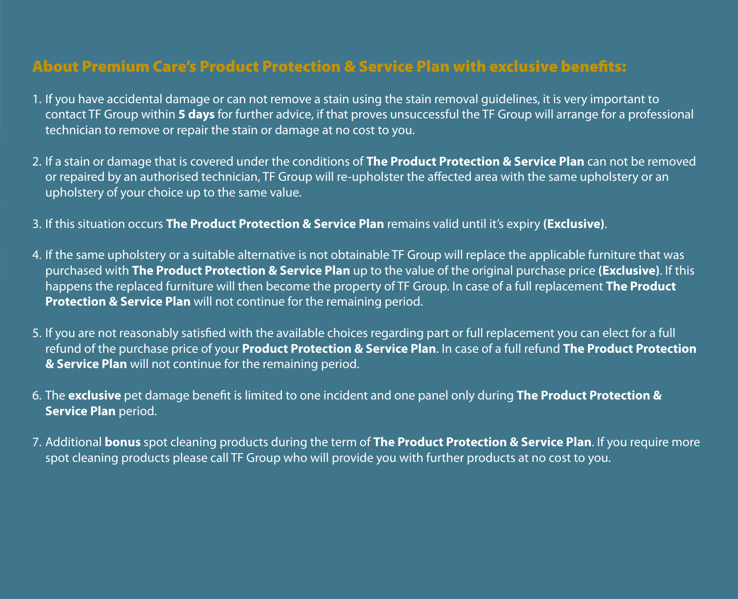## About Premium Care's Product Protection & Service Plan with exclusive benefits:

1. If you have accidental damage or can not remove a stain using the stain removal guidelines, it is very important to contact TF Group within **5 days** for further advice, if that proves unsuccessful the TF Group will arrange for a professional technician to remove or repair the stain or damage at no cost to you.

2. If a stain or damage that is covered under the conditions of **The Product Protection & Service Plan** can not be removed or repaired by an authorised technician, TF Group will re-upholster the affected area with the same upholstery or an upholstery of your choice up to the same value.

3. If this situation occurs **The Product Protection & Service Plan** remains valid until it's expiry **(Exclusive)**.

4. If the same upholstery or a suitable alternative is not obtainable TF Group will replace the applicable furniture that was purchased with **The Product Protection & Service Plan** up to the value of the original purchase price **(Exclusive)**. If this happens the replaced furniture will then become the property of TF Group. In case of a full replacement **The Product Protection & Service Plan** will not continue for the remaining period.

5. If you are not reasonably satisfied with the available choices regarding part or full replacement you can elect for a full refund of the purchase price of your **Product Protection & Service Plan**. In case of a full refund **The Product Protection & Service Plan** will not continue for the remaining period.

6. The **exclusive** pet damage benefit is limited to one incident and one panel only during **The Product Protection & Service Plan** period.

7. Additional **bonus** spot cleaning products during the term of **The Product Protection & Service Plan**. If you require more spot cleaning products please call TF Group who will provide you with further products at no cost to you.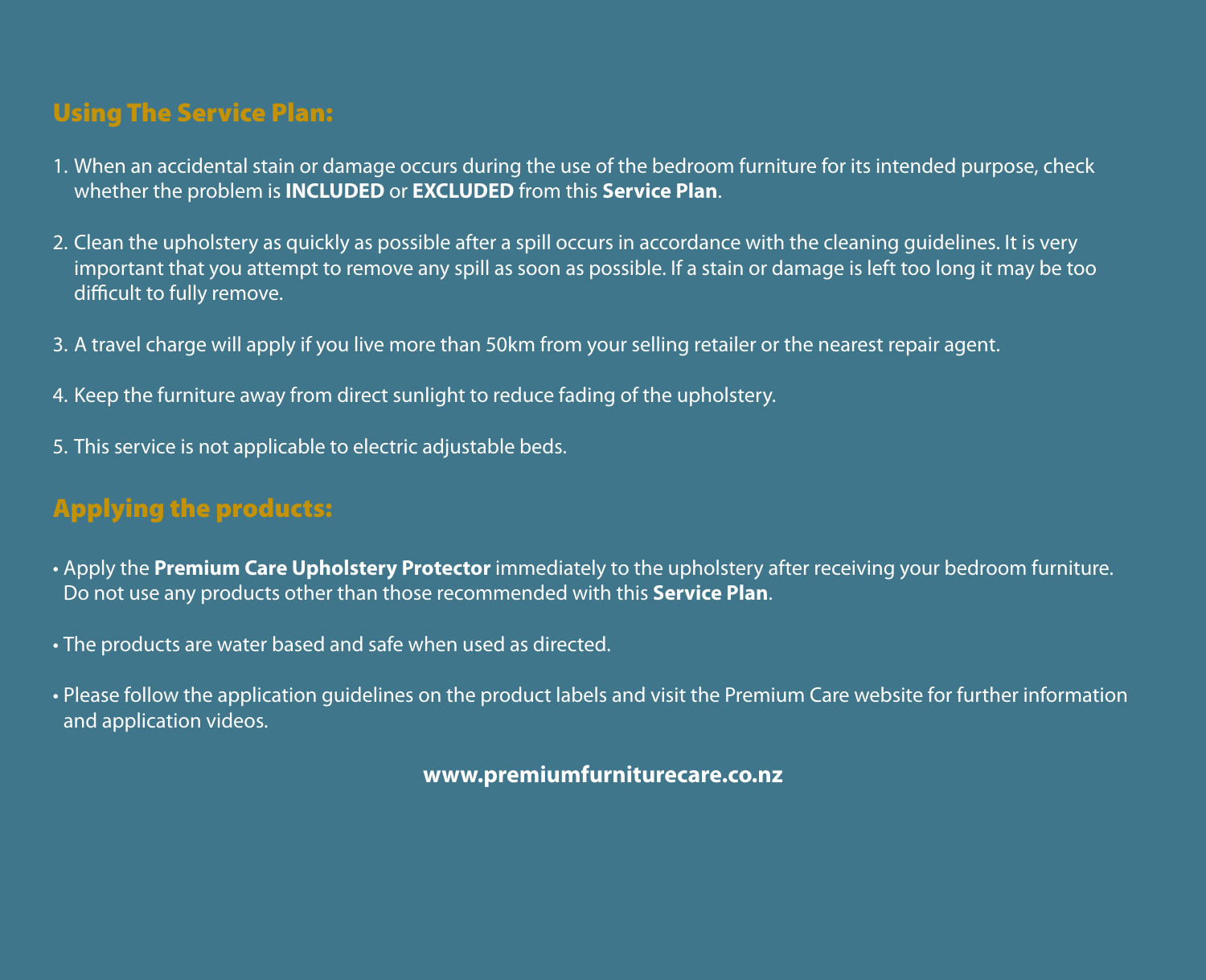## Using The Service Plan:

1. When an accidental stain or damage occurs during the use of the bedroom furniture for its intended purpose, check whether the problem is **INCLUDED** or **EXCLUDED** from this **Service Plan**.

2. Clean the upholstery as quickly as possible after a spill occurs in accordance with the cleaning guidelines. It is very important that you attempt to remove any spill as soon as possible. If a stain or damage is left too long it may be too difficult to fully remove.

3. A travel charge will apply if you live more than 50km from your selling retailer or the nearest repair agent.

4. Keep the furniture away from direct sunlight to reduce fading of the upholstery.

5. This service is not applicable to electric adjustable beds.

## Applying the products:

- Apply the **Premium Care Upholstery Protector** immediately to the upholstery after receiving your bedroom furniture. Do not use any products other than those recommended with this **Service Plan**.

- The products are water based and safe when used as directed.

- Please follow the application guidelines on the product labels and visit the Premium Care website for further information and application videos.

**www.premiumfurniturecare.co.nz**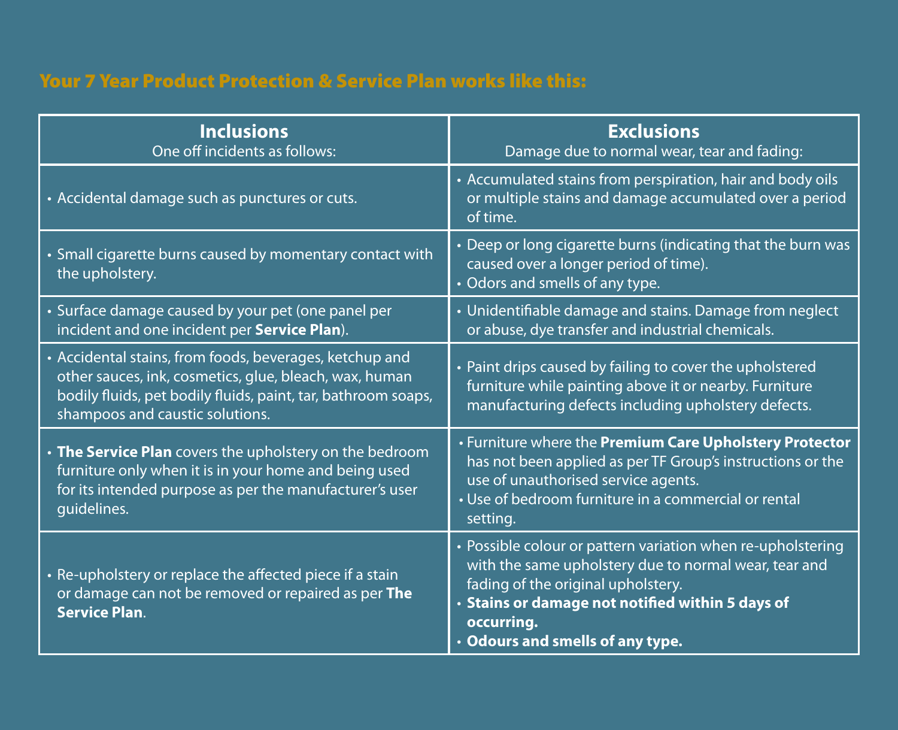## Your 7 Year Product Protection & Service Plan works like this:

| **Inclusions**<br>One off incidents as follows: | **Exclusions**<br>Damage due to normal wear, tear and fading: |
|---|---|
| • Accidental damage such as punctures or cuts. | • Accumulated stains from perspiration, hair and body oils or multiple stains and damage accumulated over a period of time. |
| • Small cigarette burns caused by momentary contact with the upholstery. | • Deep or long cigarette burns (indicating that the burn was caused over a longer period of time).<br>• Odors and smells of any type. |
| • Surface damage caused by your pet (one panel per incident and one incident per **Service Plan**). | • Unidentifiable damage and stains. Damage from neglect or abuse, dye transfer and industrial chemicals. |
| • Accidental stains, from foods, beverages, ketchup and other sauces, ink, cosmetics, glue, bleach, wax, human bodily fluids, pet bodily fluids, paint, tar, bathroom soaps, shampoos and caustic solutions. | • Paint drips caused by failing to cover the upholstered furniture while painting above it or nearby. Furniture manufacturing defects including upholstery defects. |
| • **The Service Plan** covers the upholstery on the bedroom furniture only when it is in your home and being used for its intended purpose as per the manufacturer's user guidelines. | • Furniture where the **Premium Care Upholstery Protector** has not been applied as per TF Group's instructions or the use of unauthorised service agents.<br>• Use of bedroom furniture in a commercial or rental setting. |
| • Re-upholstery or replace the affected piece if a stain or damage can not be removed or repaired as per **The Service Plan**. | • Possible colour or pattern variation when re-upholstering with the same upholstery due to normal wear, tear and fading of the original upholstery.<br>• **Stains or damage not notified within 5 days of occurring.**<br>• **Odours and smells of any type.** |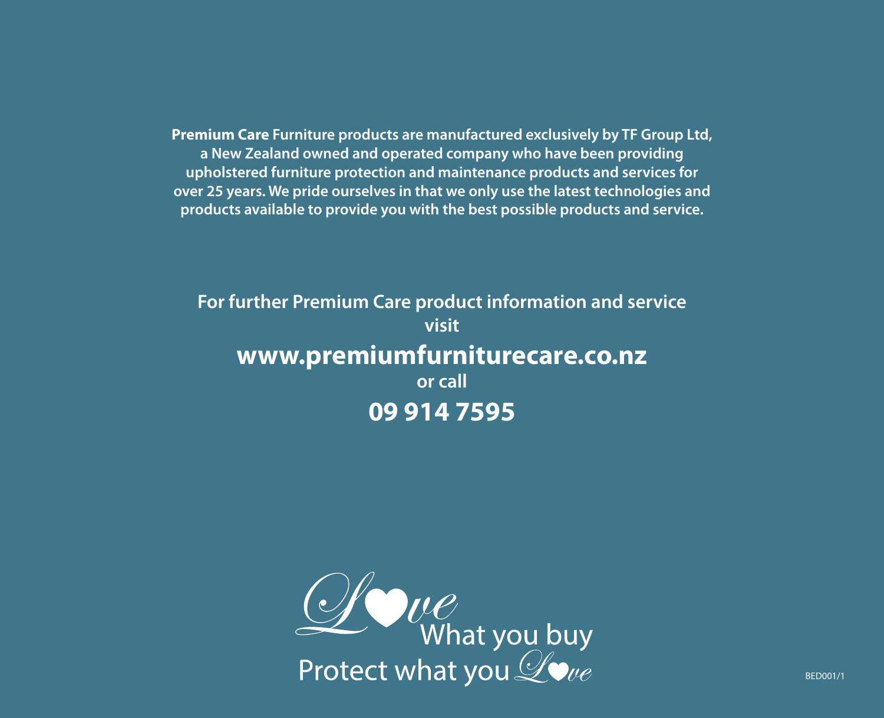**Premium Care** Furniture products are manufactured exclusively by TF Group Ltd, a New Zealand owned and operated company who have been providing upholstered furniture protection and maintenance products and services for over 25 years. We pride ourselves in that we only use the latest technologies and products available to provide you with the best possible products and service.

**For further Premium Care product information and service visit**

**www.premiumfurniturecare.co.nz**

**or call**

**09 914 7595**

Love What you buy
Protect what you Love

BED001/1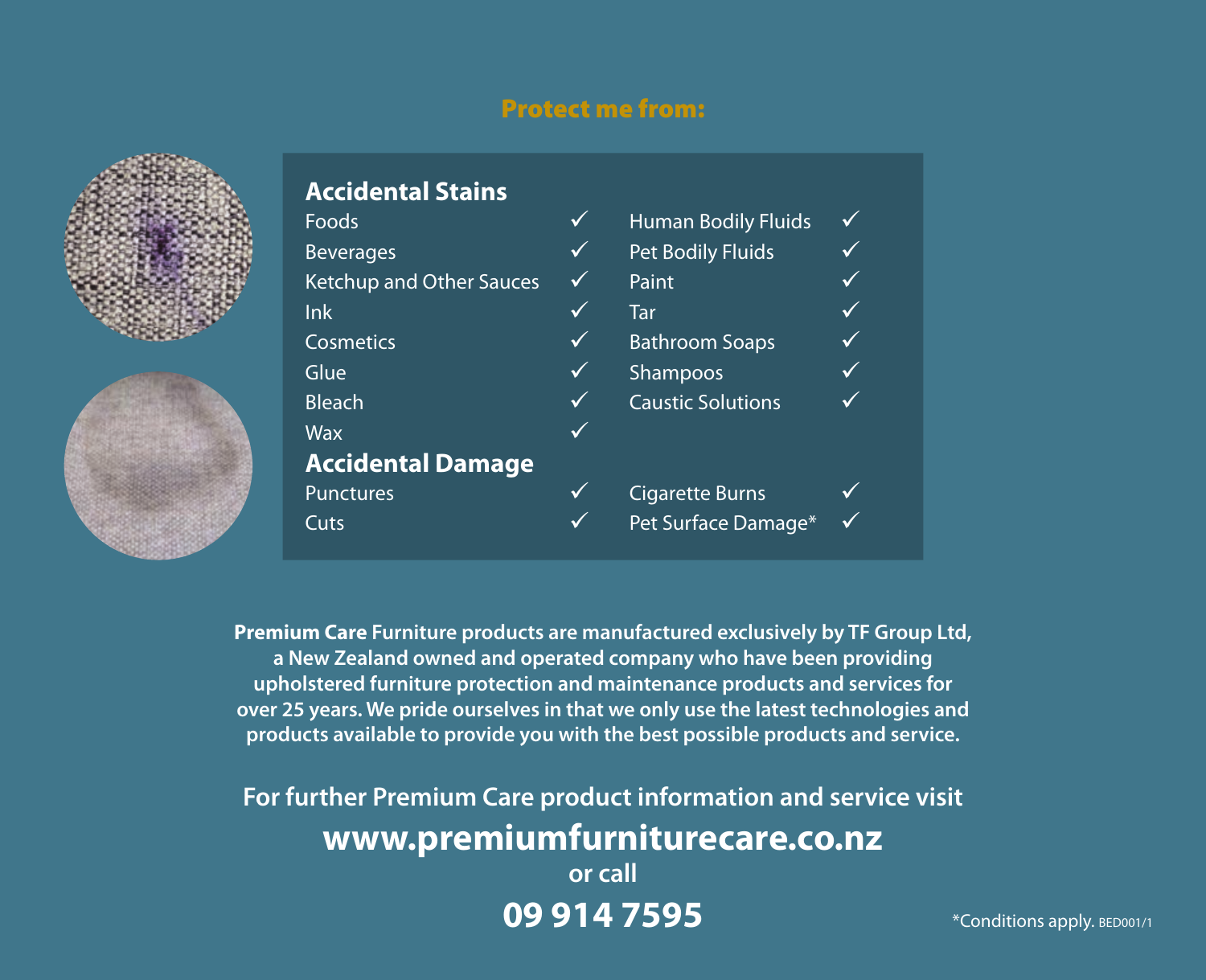## Protect me from:

| | | | |
|---|---|---|---|
| **Accidental Stains** | | | |
| Foods | ✓ | Human Bodily Fluids | ✓ |
| Beverages | ✓ | Pet Bodily Fluids | ✓ |
| Ketchup and Other Sauces | ✓ | Paint | ✓ |
| Ink | ✓ | Tar | ✓ |
| Cosmetics | ✓ | Bathroom Soaps | ✓ |
| Glue | ✓ | Shampoos | ✓ |
| Bleach | ✓ | Caustic Solutions | ✓ |
| Wax | ✓ | | |
| **Accidental Damage** | | | |
| Punctures | ✓ | Cigarette Burns | ✓ |
| Cuts | ✓ | Pet Surface Damage* | ✓ |

**Premium Care Furniture products are manufactured exclusively by TF Group Ltd, a New Zealand owned and operated company who have been providing upholstered furniture protection and maintenance products and services for over 25 years. We pride ourselves in that we only use the latest technologies and products available to provide you with the best possible products and service.**

**For further Premium Care product information and service visit**

**www.premiumfurniturecare.co.nz**

**or call**

**09 914 7595**

*Conditions apply. BED001/1